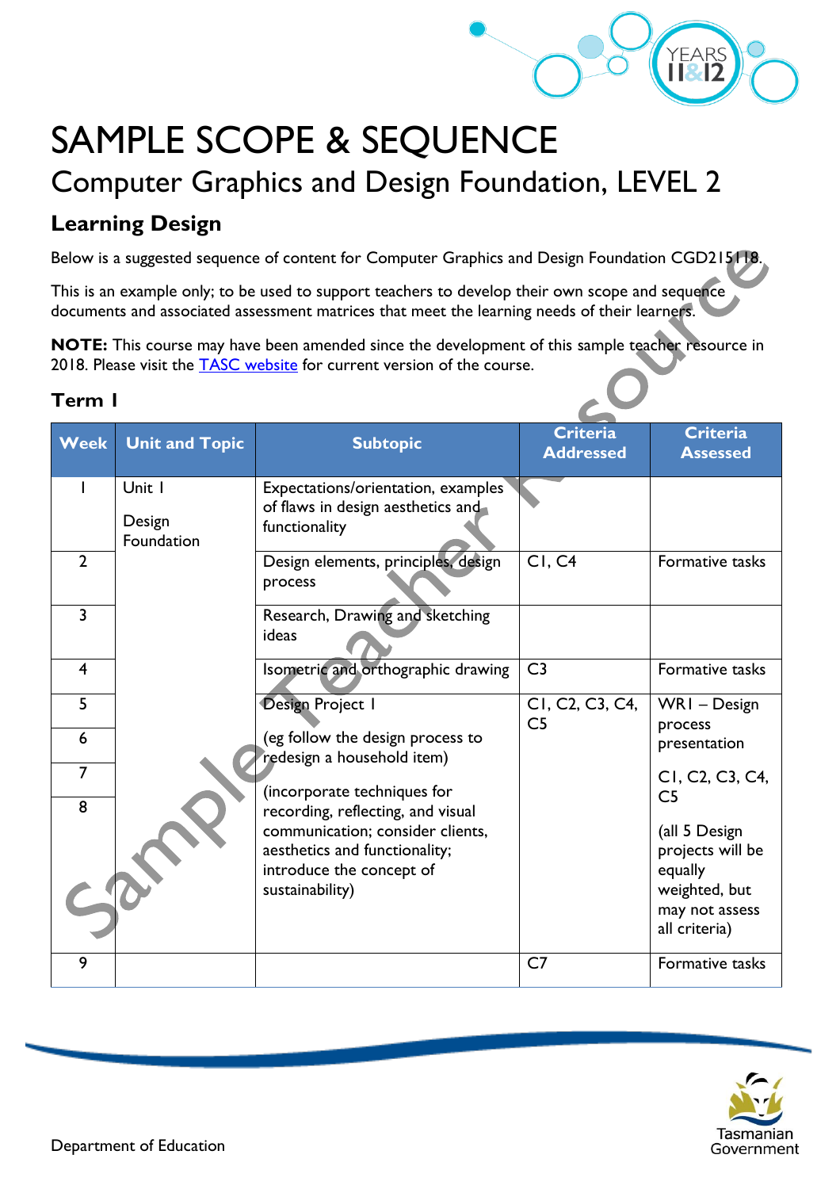# SAMPLE SCOPE & SEQUENCE

## Computer Graphics and Design Foundation, LEVEL 2

### Learning Design

Below is a suggested sequence of content for Computer Graphics and Design Foundation CGD215118.

This is an example only; to be used to support teachers to develop their own scope and sequence documents and associated assessment matrices that meet the learning needs of their learners.

**NOTE:** This course may have been amended since the development of this sample teacher resource in 2018. Please visit the [TASC website](#) for current version of the course.

### Term 1

| Week | Unit and Topic | Subtopic | Criteria Addressed | Criteria Assessed |
|---|---|---|---|---|
| 1 | Unit 1<br><br>Design Foundation | Expectations/orientation, examples of flaws in design aesthetics and functionality | | |
| 2 | | Design elements, principles, design process | C1, C4 | Formative tasks |
| 3 | | Research, Drawing and sketching ideas | | |
| 4 | | Isometric and orthographic drawing | C3 | Formative tasks |
| 5 | | Design Project 1<br><br>(eg follow the design process to redesign a household item)<br><br>(incorporate techniques for recording, reflecting, and visual communication; consider clients, aesthetics and functionality; introduce the concept of sustainability) | C1, C2, C3, C4, C5 | WR1 – Design process presentation<br><br>C1, C2, C3, C4, C5<br><br>(all 5 Design projects will be equally weighted, but may not assess all criteria) |
| 6 | | | | |
| 7 | | | | |
| 8 | | | | |
| 9 | | | C7 | Formative tasks |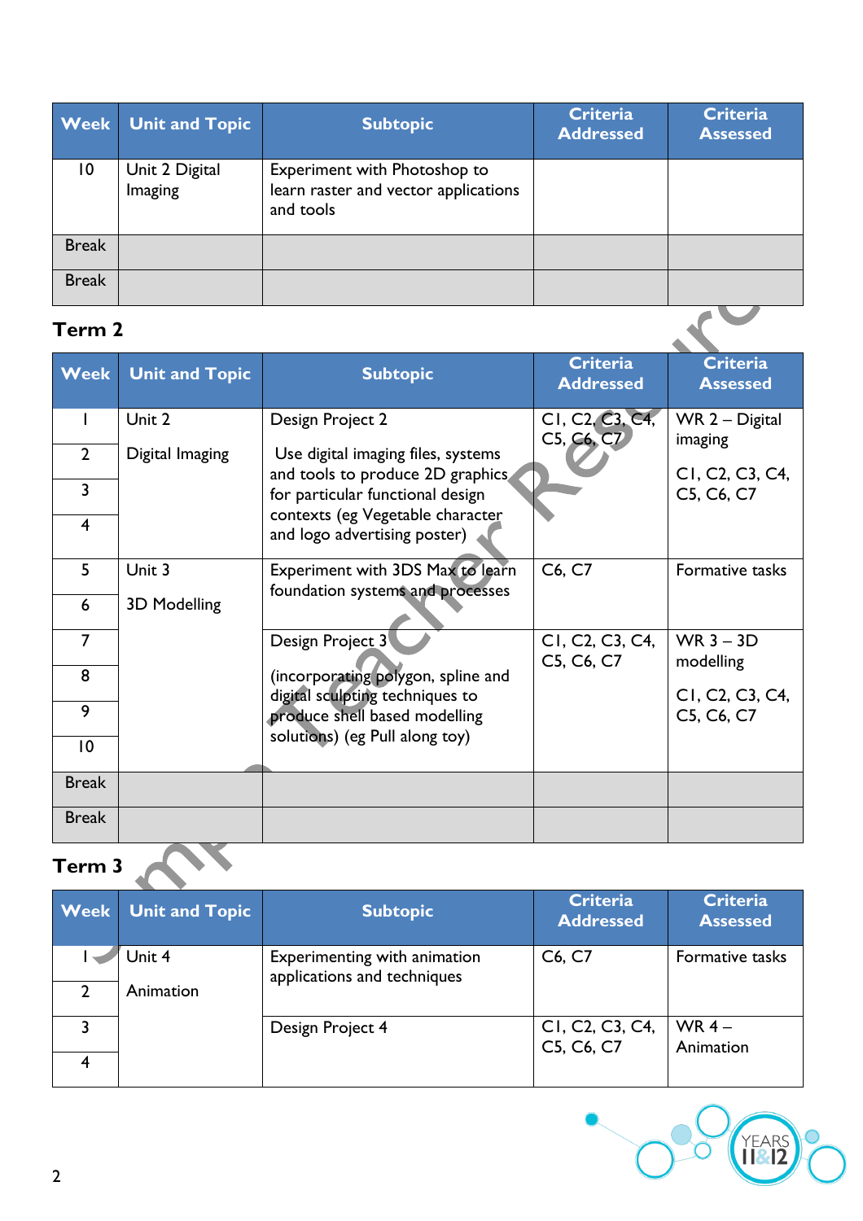| Week | Unit and Topic | Subtopic | Criteria Addressed | Criteria Assessed |
|---|---|---|---|---|
| 10 | Unit 2 Digital Imaging | Experiment with Photoshop to learn raster and vector applications and tools | | |
| Break | | | | |
| Break | | | | |

## Term 2

| Week | Unit and Topic | Subtopic | Criteria Addressed | Criteria Assessed |
|---|---|---|---|---|
| 1 | Unit 2 | Design Project 2 | C1, C2, C3, C4, C5, C6, C7 | WR 2 – Digital imaging |
| 2 | Digital Imaging | Use digital imaging files, systems and tools to produce 2D graphics for particular functional design contexts (eg Vegetable character and logo advertising poster) | | C1, C2, C3, C4, C5, C6, C7 |
| 3 | | | | |
| 4 | | | | |
| 5 | Unit 3 | Experiment with 3DS Max to learn foundation systems and processes | C6, C7 | Formative tasks |
| 6 | 3D Modelling | | | |
| 7 | | Design Project 3 | C1, C2, C3, C4, C5, C6, C7 | WR 3 – 3D modelling |
| 8 | | (incorporating polygon, spline and digital sculpting techniques to produce shell based modelling solutions) (eg Pull along toy) | | C1, C2, C3, C4, C5, C6, C7 |
| 9 | | | | |
| 10 | | | | |
| Break | | | | |
| Break | | | | |

## Term 3

| Week | Unit and Topic | Subtopic | Criteria Addressed | Criteria Assessed |
|---|---|---|---|---|
| 1 | Unit 4 | Experimenting with animation applications and techniques | C6, C7 | Formative tasks |
| 2 | Animation | | | |
| 3 | | Design Project 4 | C1, C2, C3, C4, C5, C6, C7 | WR 4 – Animation |
| 4 | | | | |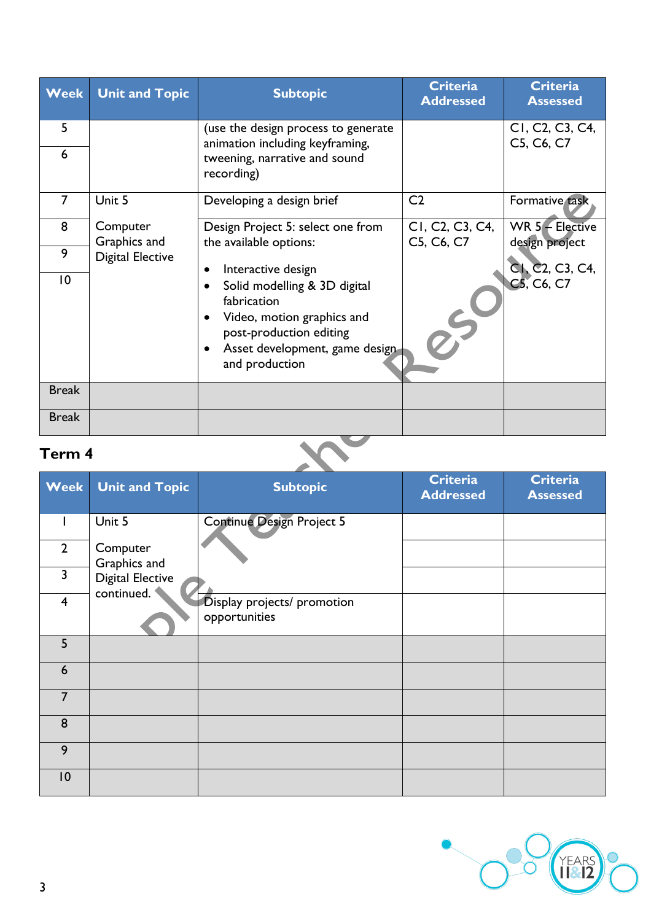| Week | Unit and Topic | Subtopic | Criteria Addressed | Criteria Assessed |
|---|---|---|---|---|
| 5 | | (use the design process to generate animation including keyframing, tweening, narrative and sound recording) | | C1, C2, C3, C4, C5, C6, C7 |
| 6 | | | | |
| 7 | Unit 5 | Developing a design brief | C2 | Formative task |
| 8 | Computer Graphics and Digital Elective | Design Project 5: select one from the available options:<br>• Interactive design<br>• Solid modelling & 3D digital fabrication<br>• Video, motion graphics and post-production editing<br>• Asset development, game design and production | C1, C2, C3, C4, C5, C6, C7 | WR 5 – Elective design project<br>C1, C2, C3, C4, C5, C6, C7 |
| 9 | | | | |
| 10 | | | | |
| Break | | | | |
| Break | | | | |

## Term 4

| Week | Unit and Topic | Subtopic | Criteria Addressed | Criteria Assessed |
|---|---|---|---|---|
| 1 | Unit 5 | Continue Design Project 5 | | |
| 2 | Computer Graphics and Digital Elective continued. | | | |
| 3 | | | | |
| 4 | | Display projects/ promotion opportunities | | |
| 5 | | | | |
| 6 | | | | |
| 7 | | | | |
| 8 | | | | |
| 9 | | | | |
| 10 | | | | |